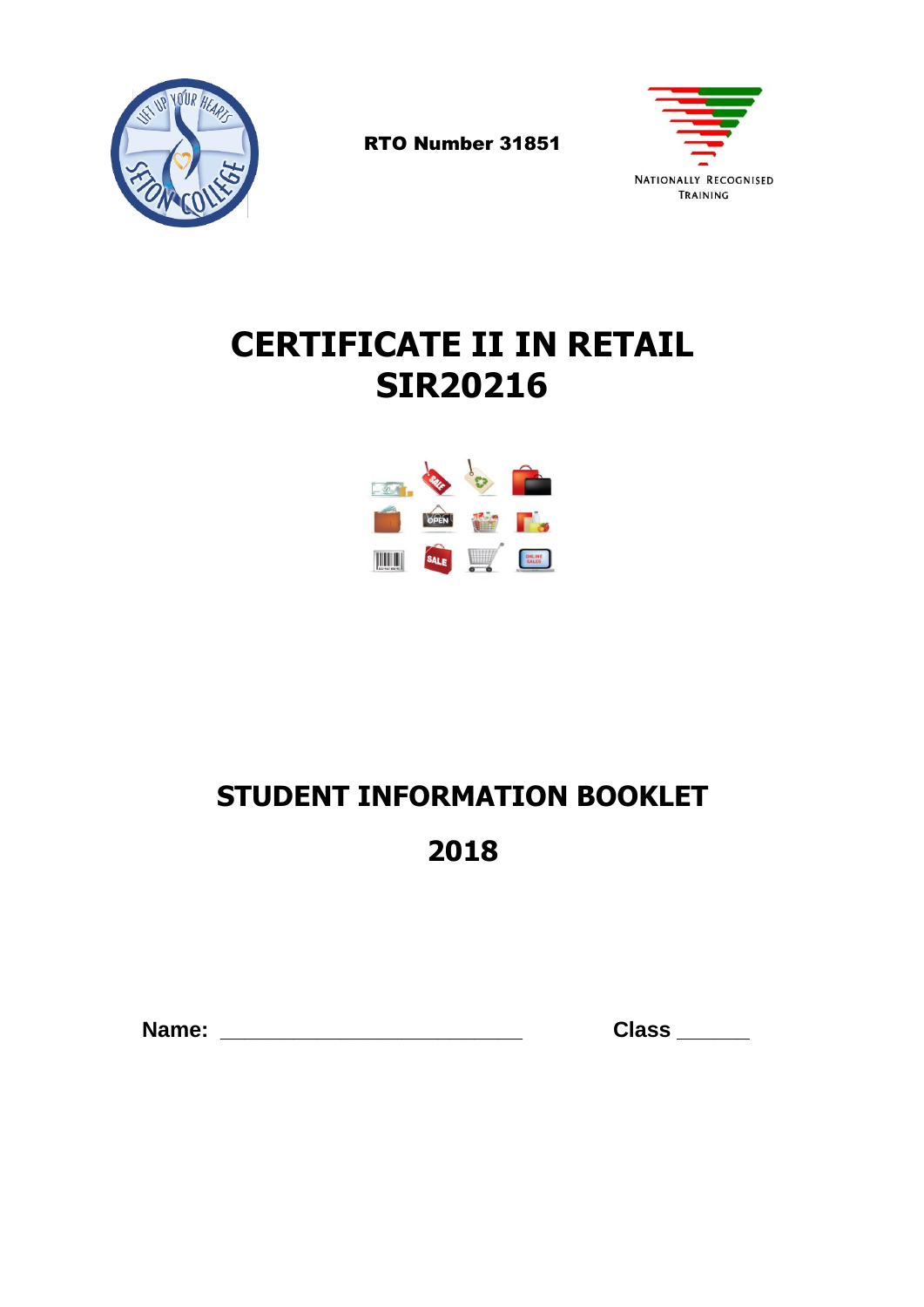RTO Number 31851

NATIONALLY RECOGNISED TRAINING

# CERTIFICATE II IN RETAIL SIR20216

## STUDENT INFORMATION BOOKLET

## 2018

**Name:** ____________________________ **Class** ______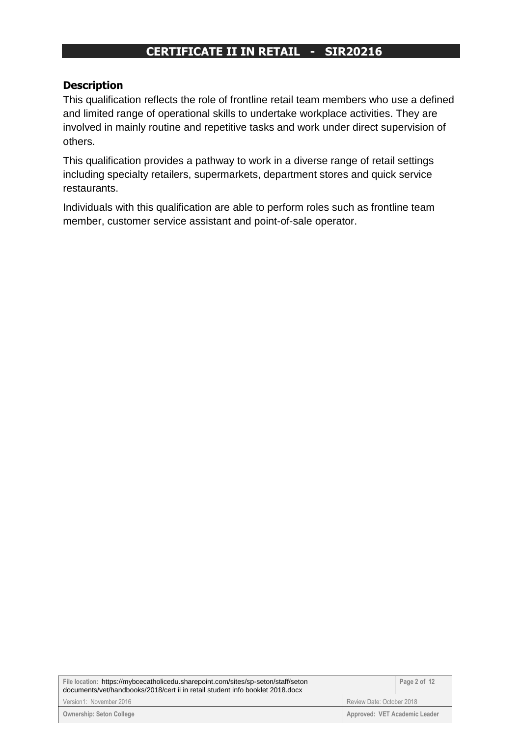# CERTIFICATE II IN RETAIL - SIR20216

## Description

This qualification reflects the role of frontline retail team members who use a defined and limited range of operational skills to undertake workplace activities. They are involved in mainly routine and repetitive tasks and work under direct supervision of others.

This qualification provides a pathway to work in a diverse range of retail settings including specialty retailers, supermarkets, department stores and quick service restaurants.

Individuals with this qualification are able to perform roles such as frontline team member, customer service assistant and point-of-sale operator.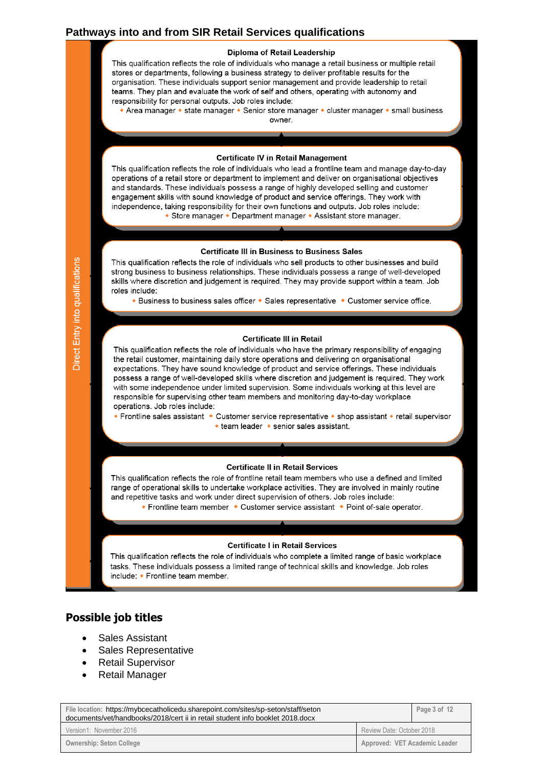## Pathways into and from SIR Retail Services qualifications

Direct Entry into qualifications

**Diploma of Retail Leadership**

This qualification reflects the role of individuals who manage a retail business or multiple retail stores or departments, following a business strategy to deliver profitable results for the organisation. These individuals support senior management and provide leadership to retail teams. They plan and evaluate the work of self and others, operating with autonomy and responsibility for personal outputs. Job roles include:

• Area manager • state manager • Senior store manager • cluster manager • small business owner.

**Certificate IV in Retail Management**

This qualification reflects the role of individuals who lead a frontline team and manage day-to-day operations of a retail store or department to implement and deliver on organisational objectives and standards. These individuals possess a range of highly developed selling and customer engagement skills with sound knowledge of product and service offerings. They work with independence, taking responsibility for their own functions and outputs. Job roles include:

• Store manager • Department manager • Assistant store manager.

**Certificate III in Business to Business Sales**

This qualification reflects the role of individuals who sell products to other businesses and build strong business to business relationships. These individuals possess a range of well-developed skills where discretion and judgement is required. They may provide support within a team. Job roles include:

• Business to business sales officer • Sales representative • Customer service office.

**Certificate III in Retail**

This qualification reflects the role of individuals who have the primary responsibility of engaging the retail customer, maintaining daily store operations and delivering on organisational expectations. They have sound knowledge of product and service offerings. These individuals possess a range of well-developed skills where discretion and judgement is required. They work with some independence under limited supervision. Some individuals working at this level are responsible for supervising other team members and monitoring day-to-day workplace operations. Job roles include:

• Frontline sales assistant • Customer service representative • shop assistant • retail supervisor • team leader • senior sales assistant.

**Certificate II in Retail Services**

This qualification reflects the role of frontline retail team members who use a defined and limited range of operational skills to undertake workplace activities. They are involved in mainly routine and repetitive tasks and work under direct supervision of others. Job roles include:

• Frontline team member • Customer service assistant • Point of-sale operator.

**Certificate I in Retail Services**

This qualification reflects the role of individuals who complete a limited range of basic workplace tasks. These individuals possess a limited range of technical skills and knowledge. Job roles include: • Frontline team member.

## Possible job titles

- Sales Assistant
- Sales Representative
- Retail Supervisor
- Retail Manager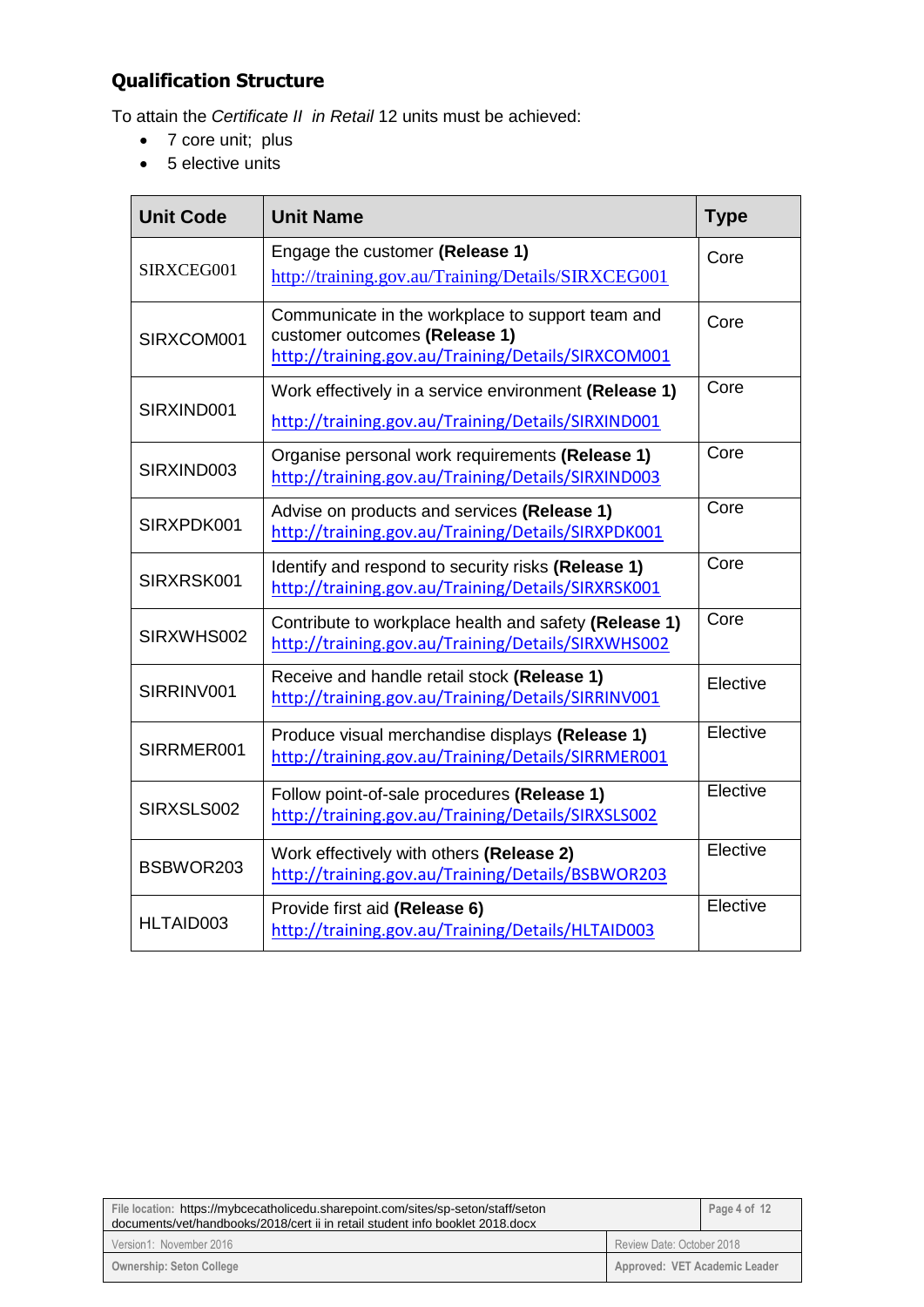## Qualification Structure

To attain the *Certificate II in Retail* 12 units must be achieved:

- 7 core unit; plus
- 5 elective units

| Unit Code | Unit Name | Type |
|---|---|---|
| SIRXCEG001 | Engage the customer **(Release 1)** http://training.gov.au/Training/Details/SIRXCEG001 | Core |
| SIRXCOM001 | Communicate in the workplace to support team and customer outcomes **(Release 1)** http://training.gov.au/Training/Details/SIRXCOM001 | Core |
| SIRXIND001 | Work effectively in a service environment **(Release 1)** http://training.gov.au/Training/Details/SIRXIND001 | Core |
| SIRXIND003 | Organise personal work requirements **(Release 1)** http://training.gov.au/Training/Details/SIRXIND003 | Core |
| SIRXPDK001 | Advise on products and services **(Release 1)** http://training.gov.au/Training/Details/SIRXPDK001 | Core |
| SIRXRSK001 | Identify and respond to security risks **(Release 1)** http://training.gov.au/Training/Details/SIRXRSK001 | Core |
| SIRXWHS002 | Contribute to workplace health and safety **(Release 1)** http://training.gov.au/Training/Details/SIRXWHS002 | Core |
| SIRRINV001 | Receive and handle retail stock **(Release 1)** http://training.gov.au/Training/Details/SIRRINV001 | Elective |
| SIRRMER001 | Produce visual merchandise displays **(Release 1)** http://training.gov.au/Training/Details/SIRRMER001 | Elective |
| SIRXSLS002 | Follow point-of-sale procedures **(Release 1)** http://training.gov.au/Training/Details/SIRXSLS002 | Elective |
| BSBWOR203 | Work effectively with others **(Release 2)** http://training.gov.au/Training/Details/BSBWOR203 | Elective |
| HLTAID003 | Provide first aid **(Release 6)** http://training.gov.au/Training/Details/HLTAID003 | Elective |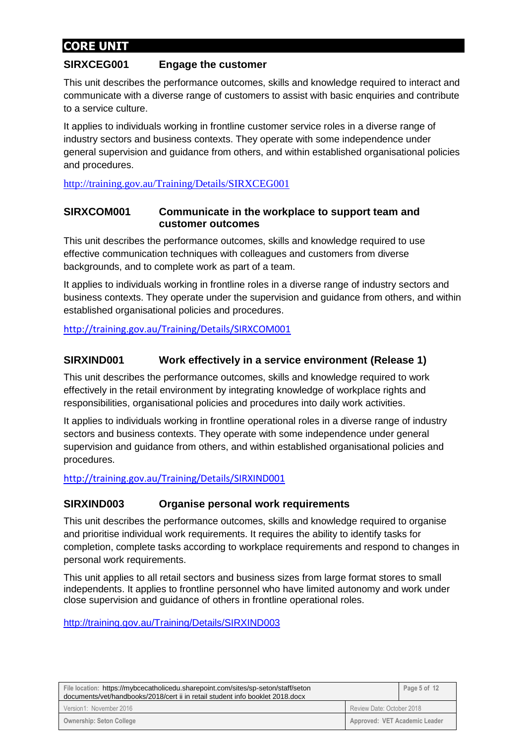## CORE UNIT

### SIRXCEG001 Engage the customer

This unit describes the performance outcomes, skills and knowledge required to interact and communicate with a diverse range of customers to assist with basic enquiries and contribute to a service culture.

It applies to individuals working in frontline customer service roles in a diverse range of industry sectors and business contexts. They operate with some independence under general supervision and guidance from others, and within established organisational policies and procedures.

http://training.gov.au/Training/Details/SIRXCEG001

### SIRXCOM001 Communicate in the workplace to support team and customer outcomes

This unit describes the performance outcomes, skills and knowledge required to use effective communication techniques with colleagues and customers from diverse backgrounds, and to complete work as part of a team.

It applies to individuals working in frontline roles in a diverse range of industry sectors and business contexts. They operate under the supervision and guidance from others, and within established organisational policies and procedures.

http://training.gov.au/Training/Details/SIRXCOM001

### SIRXIND001 Work effectively in a service environment (Release 1)

This unit describes the performance outcomes, skills and knowledge required to work effectively in the retail environment by integrating knowledge of workplace rights and responsibilities, organisational policies and procedures into daily work activities.

It applies to individuals working in frontline operational roles in a diverse range of industry sectors and business contexts. They operate with some independence under general supervision and guidance from others, and within established organisational policies and procedures.

http://training.gov.au/Training/Details/SIRXIND001

### SIRXIND003 Organise personal work requirements

This unit describes the performance outcomes, skills and knowledge required to organise and prioritise individual work requirements. It requires the ability to identify tasks for completion, complete tasks according to workplace requirements and respond to changes in personal work requirements.

This unit applies to all retail sectors and business sizes from large format stores to small independents. It applies to frontline personnel who have limited autonomy and work under close supervision and guidance of others in frontline operational roles.

http://training.gov.au/Training/Details/SIRXIND003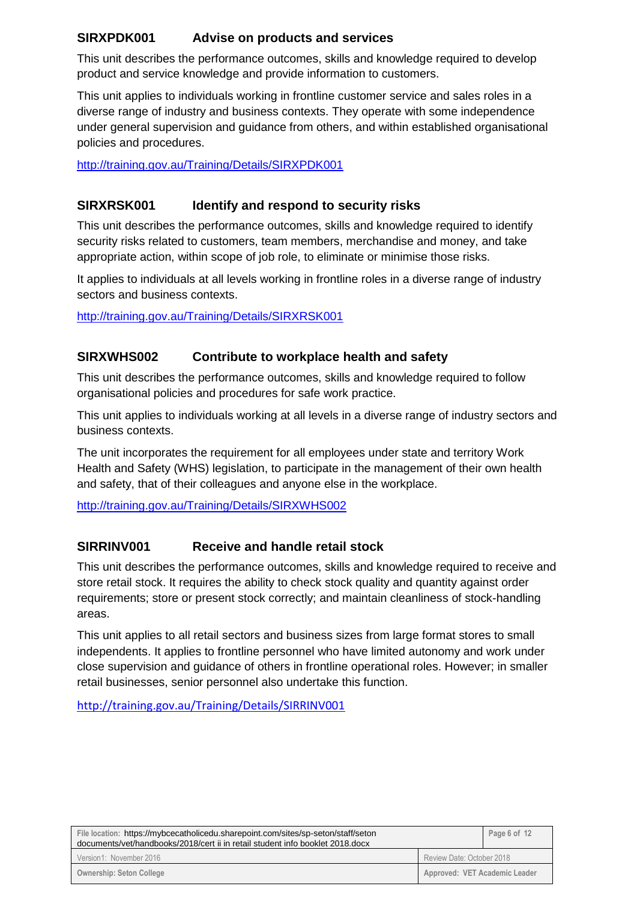### SIRXPDK001 Advise on products and services

This unit describes the performance outcomes, skills and knowledge required to develop product and service knowledge and provide information to customers.

This unit applies to individuals working in frontline customer service and sales roles in a diverse range of industry and business contexts. They operate with some independence under general supervision and guidance from others, and within established organisational policies and procedures.

http://training.gov.au/Training/Details/SIRXPDK001

### SIRXRSK001 Identify and respond to security risks

This unit describes the performance outcomes, skills and knowledge required to identify security risks related to customers, team members, merchandise and money, and take appropriate action, within scope of job role, to eliminate or minimise those risks.

It applies to individuals at all levels working in frontline roles in a diverse range of industry sectors and business contexts.

http://training.gov.au/Training/Details/SIRXRSK001

### SIRXWHS002 Contribute to workplace health and safety

This unit describes the performance outcomes, skills and knowledge required to follow organisational policies and procedures for safe work practice.

This unit applies to individuals working at all levels in a diverse range of industry sectors and business contexts.

The unit incorporates the requirement for all employees under state and territory Work Health and Safety (WHS) legislation, to participate in the management of their own health and safety, that of their colleagues and anyone else in the workplace.

http://training.gov.au/Training/Details/SIRXWHS002

### SIRRINV001 Receive and handle retail stock

This unit describes the performance outcomes, skills and knowledge required to receive and store retail stock. It requires the ability to check stock quality and quantity against order requirements; store or present stock correctly; and maintain cleanliness of stock-handling areas.

This unit applies to all retail sectors and business sizes from large format stores to small independents. It applies to frontline personnel who have limited autonomy and work under close supervision and guidance of others in frontline operational roles. However; in smaller retail businesses, senior personnel also undertake this function.

http://training.gov.au/Training/Details/SIRRINV001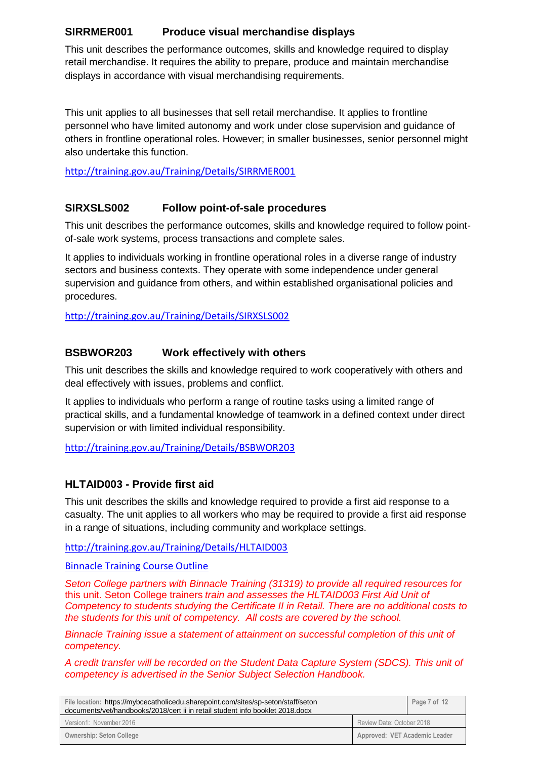### SIRRMER001 Produce visual merchandise displays

This unit describes the performance outcomes, skills and knowledge required to display retail merchandise. It requires the ability to prepare, produce and maintain merchandise displays in accordance with visual merchandising requirements.

This unit applies to all businesses that sell retail merchandise. It applies to frontline personnel who have limited autonomy and work under close supervision and guidance of others in frontline operational roles. However; in smaller businesses, senior personnel might also undertake this function.

http://training.gov.au/Training/Details/SIRRMER001

### SIRXSLS002 Follow point-of-sale procedures

This unit describes the performance outcomes, skills and knowledge required to follow point-of-sale work systems, process transactions and complete sales.

It applies to individuals working in frontline operational roles in a diverse range of industry sectors and business contexts. They operate with some independence under general supervision and guidance from others, and within established organisational policies and procedures.

http://training.gov.au/Training/Details/SIRXSLS002

### BSBWOR203 Work effectively with others

This unit describes the skills and knowledge required to work cooperatively with others and deal effectively with issues, problems and conflict.

It applies to individuals who perform a range of routine tasks using a limited range of practical skills, and a fundamental knowledge of teamwork in a defined context under direct supervision or with limited individual responsibility.

http://training.gov.au/Training/Details/BSBWOR203

### HLTAID003 - Provide first aid

This unit describes the skills and knowledge required to provide a first aid response to a casualty. The unit applies to all workers who may be required to provide a first aid response in a range of situations, including community and workplace settings.

http://training.gov.au/Training/Details/HLTAID003

Binnacle Training Course Outline

*Seton College partners with Binnacle Training (31319) to provide all required resources for* this unit. Seton College trainers *train and assesses the HLTAID003 First Aid Unit of Competency to students studying the Certificate II in Retail. There are no additional costs to the students for this unit of competency. All costs are covered by the school.*

*Binnacle Training issue a statement of attainment on successful completion of this unit of competency.*

*A credit transfer will be recorded on the Student Data Capture System (SDCS). This unit of competency is advertised in the Senior Subject Selection Handbook.*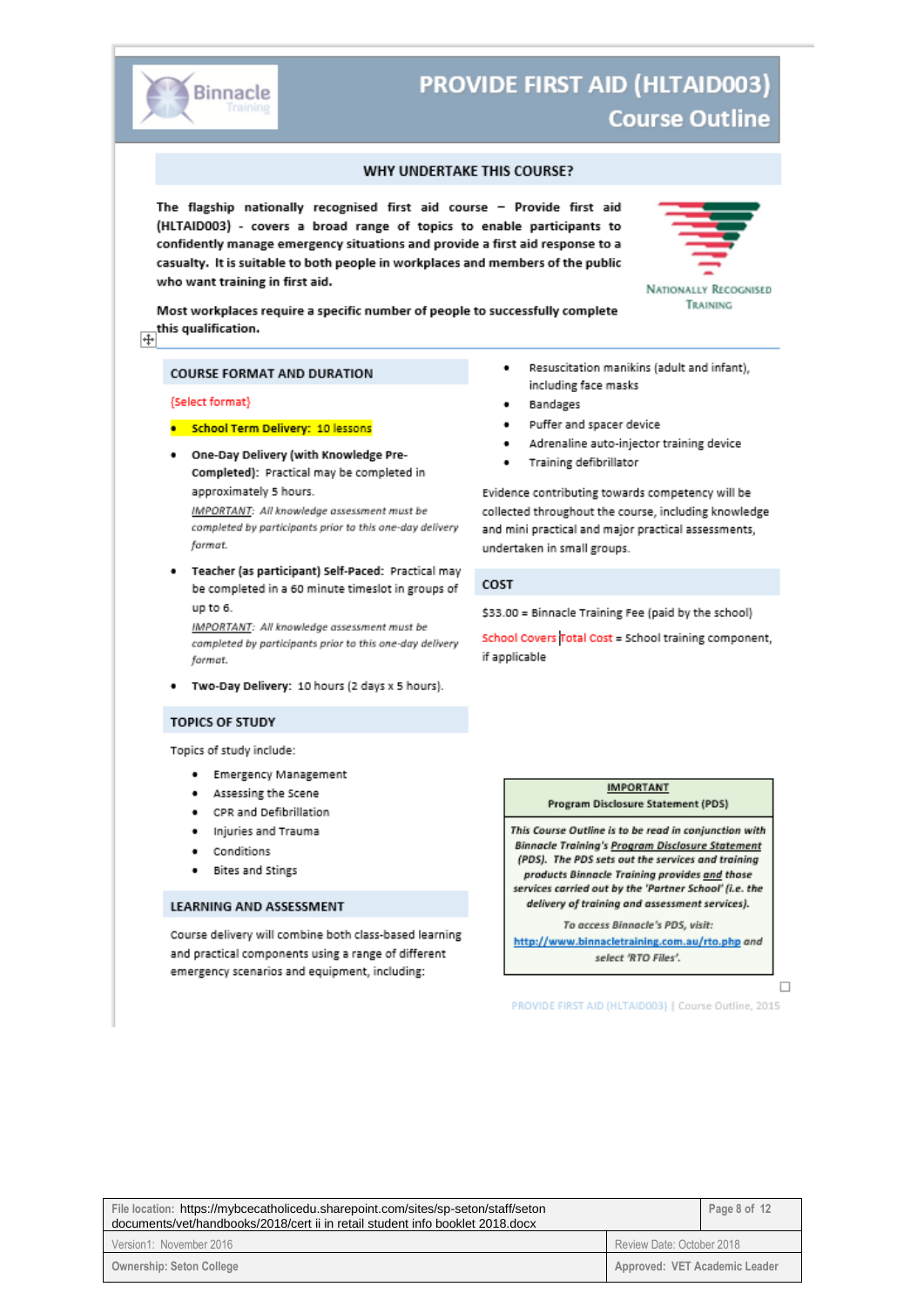# PROVIDE FIRST AID (HLTAID003)
## Course Outline

### WHY UNDERTAKE THIS COURSE?

**The flagship nationally recognised first aid course – Provide first aid (HLTAID003) - covers a broad range of topics to enable participants to confidently manage emergency situations and provide a first aid response to a casualty. It is suitable to both people in workplaces and members of the public who want training in first aid.**

**Most workplaces require a specific number of people to successfully complete this qualification.**

NATIONALLY RECOGNISED TRAINING

### COURSE FORMAT AND DURATION

{Select format}

- **School Term Delivery:** 10 lessons
- **One-Day Delivery (with Knowledge Pre-Completed):** Practical may be completed in approximately 5 hours.
  *IMPORTANT: All knowledge assessment must be completed by participants prior to this one-day delivery format.*
- **Teacher (as participant) Self-Paced:** Practical may be completed in a 60 minute timeslot in groups of up to 6.
  *IMPORTANT: All knowledge assessment must be completed by participants prior to this one-day delivery format.*
- **Two-Day Delivery:** 10 hours (2 days x 5 hours).

### TOPICS OF STUDY

Topics of study include:

- Emergency Management
- Assessing the Scene
- CPR and Defibrillation
- Injuries and Trauma
- Conditions
- Bites and Stings

### LEARNING AND ASSESSMENT

Course delivery will combine both class-based learning and practical components using a range of different emergency scenarios and equipment, including:

- Resuscitation manikins (adult and infant), including face masks
- Bandages
- Puffer and spacer device
- Adrenaline auto-injector training device
- Training defibrillator

Evidence contributing towards competency will be collected throughout the course, including knowledge and mini practical and major practical assessments, undertaken in small groups.

### COST

$33.00 = Binnacle Training Fee (paid by the school)

School Covers Total Cost = School training component, if applicable

| IMPORTANT<br>Program Disclosure Statement (PDS) |
|---|
| *This Course Outline is to be read in conjunction with Binnacle Training's Program Disclosure Statement (PDS). The PDS sets out the services and training products Binnacle Training provides and those services carried out by the 'Partner School' (i.e. the delivery of training and assessment services).*<br>*To access Binnacle's PDS, visit:* http://www.binnacletraining.com.au/rto.php *and select 'RTO Files'.* |

PROVIDE FIRST AID (HLTAID003) | Course Outline, 2015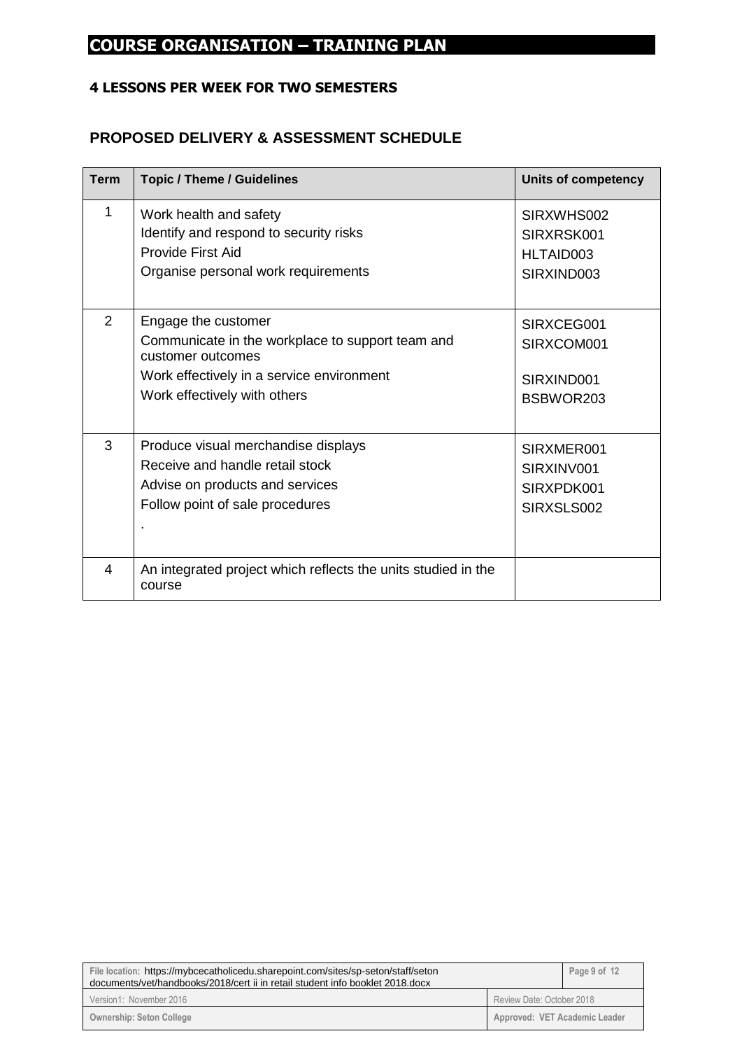# COURSE ORGANISATION – TRAINING PLAN

### 4 LESSONS PER WEEK FOR TWO SEMESTERS

## PROPOSED DELIVERY & ASSESSMENT SCHEDULE

| Term | Topic / Theme / Guidelines | Units of competency |
|---|---|---|
| 1 | Work health and safety<br>Identify and respond to security risks<br>Provide First Aid<br>Organise personal work requirements | SIRXWHS002<br>SIRXRSK001<br>HLTAID003<br>SIRXIND003 |
| 2 | Engage the customer<br>Communicate in the workplace to support team and customer outcomes<br>Work effectively in a service environment<br>Work effectively with others | SIRXCEG001<br>SIRXCOM001<br>SIRXIND001<br>BSBWOR203 |
| 3 | Produce visual merchandise displays<br>Receive and handle retail stock<br>Advise on products and services<br>Follow point of sale procedures<br>. | SIRXMER001<br>SIRXINV001<br>SIRXPDK001<br>SIRXSLS002 |
| 4 | An integrated project which reflects the units studied in the course | |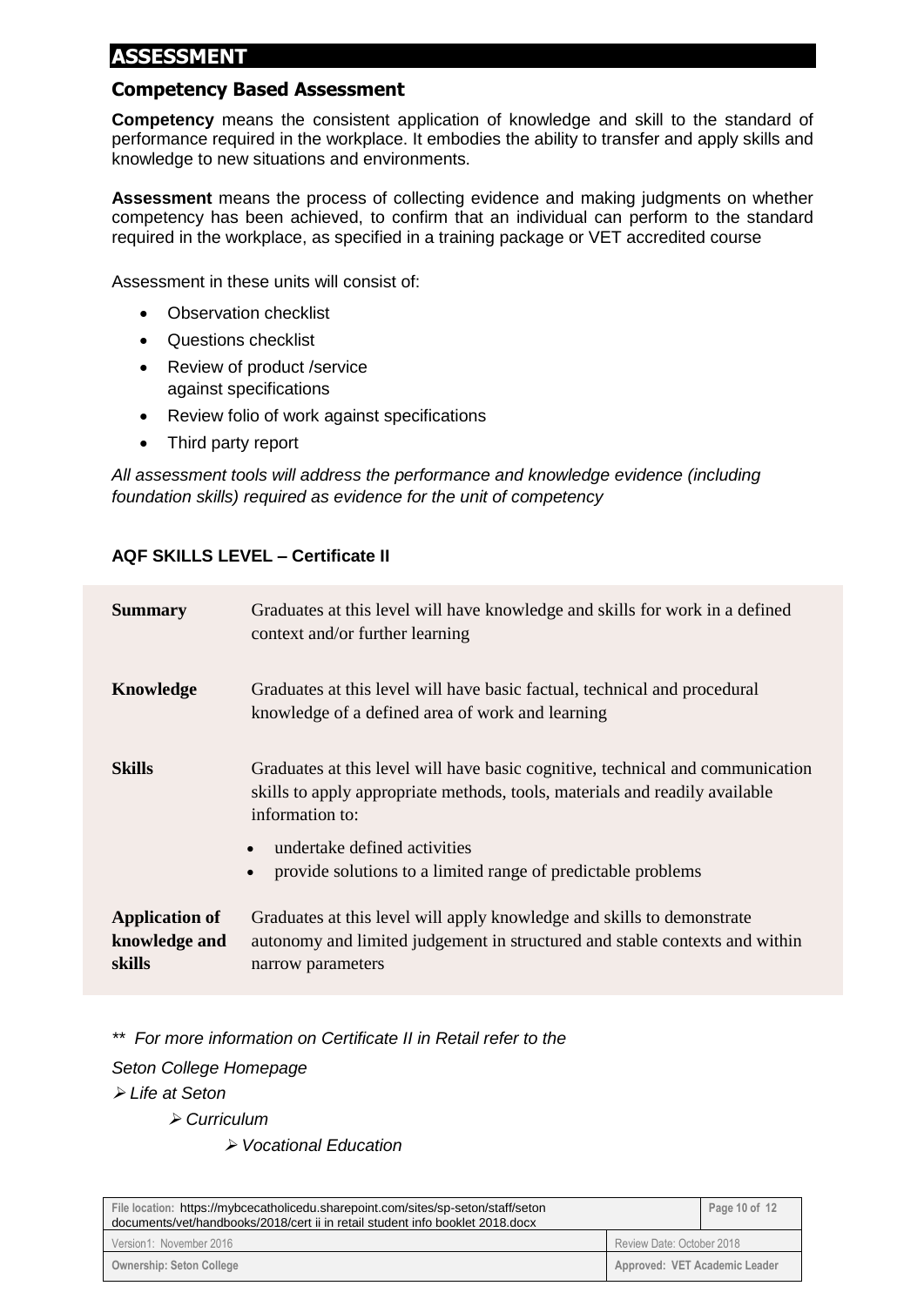# ASSESSMENT

## Competency Based Assessment

**Competency** means the consistent application of knowledge and skill to the standard of performance required in the workplace. It embodies the ability to transfer and apply skills and knowledge to new situations and environments.

**Assessment** means the process of collecting evidence and making judgments on whether competency has been achieved, to confirm that an individual can perform to the standard required in the workplace, as specified in a training package or VET accredited course

Assessment in these units will consist of:

- Observation checklist
- Questions checklist
- Review of product /service against specifications
- Review folio of work against specifications
- Third party report

*All assessment tools will address the performance and knowledge evidence (including foundation skills) required as evidence for the unit of competency*

**AQF SKILLS LEVEL – Certificate II**

| | |
|---|---|
| **Summary** | Graduates at this level will have knowledge and skills for work in a defined context and/or further learning |
| **Knowledge** | Graduates at this level will have basic factual, technical and procedural knowledge of a defined area of work and learning |
| **Skills** | Graduates at this level will have basic cognitive, technical and communication skills to apply appropriate methods, tools, materials and readily available information to:<br>• undertake defined activities<br>• provide solutions to a limited range of predictable problems |
| **Application of knowledge and skills** | Graduates at this level will apply knowledge and skills to demonstrate autonomy and limited judgement in structured and stable contexts and within narrow parameters |

*\*\* For more information on Certificate II in Retail refer to the*

*Seton College Homepage*

- *Life at Seton*
  - *Curriculum*
    - *Vocational Education*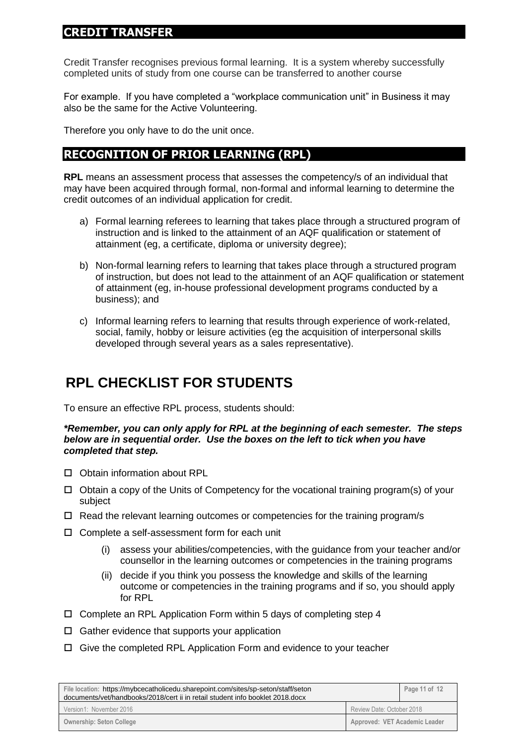## CREDIT TRANSFER

Credit Transfer recognises previous formal learning. It is a system whereby successfully completed units of study from one course can be transferred to another course

For example. If you have completed a "workplace communication unit" in Business it may also be the same for the Active Volunteering.

Therefore you only have to do the unit once.

## RECOGNITION OF PRIOR LEARNING (RPL)

**RPL** means an assessment process that assesses the competency/s of an individual that may have been acquired through formal, non-formal and informal learning to determine the credit outcomes of an individual application for credit.

a) Formal learning referees to learning that takes place through a structured program of instruction and is linked to the attainment of an AQF qualification or statement of attainment (eg, a certificate, diploma or university degree);

b) Non-formal learning refers to learning that takes place through a structured program of instruction, but does not lead to the attainment of an AQF qualification or statement of attainment (eg, in-house professional development programs conducted by a business); and

c) Informal learning refers to learning that results through experience of work-related, social, family, hobby or leisure activities (eg the acquisition of interpersonal skills developed through several years as a sales representative).

# RPL CHECKLIST FOR STUDENTS

To ensure an effective RPL process, students should:

***Remember, you can only apply for RPL at the beginning of each semester. The steps below are in sequential order. Use the boxes on the left to tick when you have completed that step.***

- ☐ Obtain information about RPL
- ☐ Obtain a copy of the Units of Competency for the vocational training program(s) of your subject
- ☐ Read the relevant learning outcomes or competencies for the training program/s
- ☐ Complete a self-assessment form for each unit
    - (i) assess your abilities/competencies, with the guidance from your teacher and/or counsellor in the learning outcomes or competencies in the training programs
    - (ii) decide if you think you possess the knowledge and skills of the learning outcome or competencies in the training programs and if so, you should apply for RPL
- ☐ Complete an RPL Application Form within 5 days of completing step 4
- ☐ Gather evidence that supports your application
- ☐ Give the completed RPL Application Form and evidence to your teacher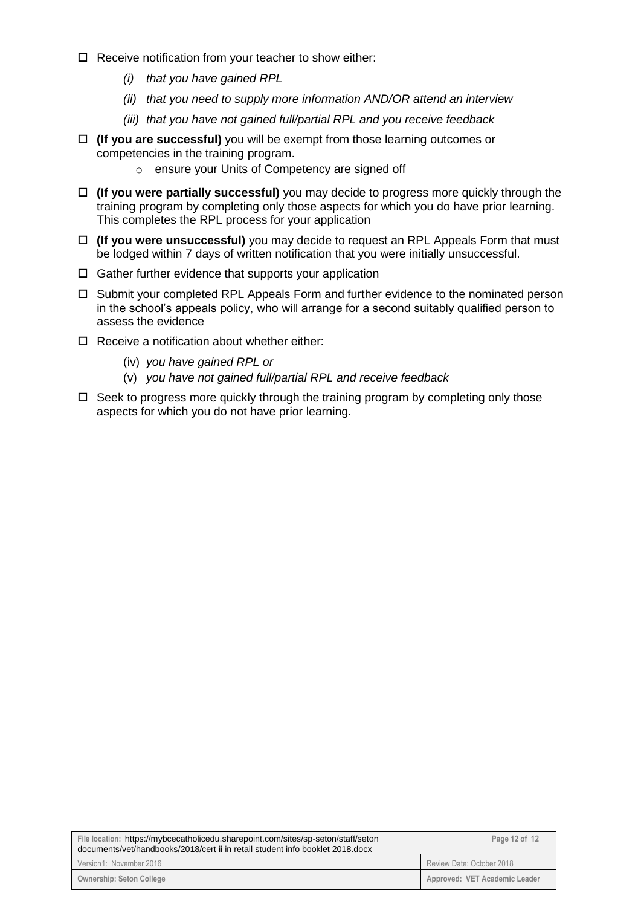- ☐ Receive notification from your teacher to show either:
  - *(i) that you have gained RPL*
  - *(ii) that you need to supply more information AND/OR attend an interview*
  - *(iii) that you have not gained full/partial RPL and you receive feedback*
- ☐ **(If you are successful)** you will be exempt from those learning outcomes or competencies in the training program.
  - ensure your Units of Competency are signed off
- ☐ **(If you were partially successful)** you may decide to progress more quickly through the training program by completing only those aspects for which you do have prior learning. This completes the RPL process for your application
- ☐ **(If you were unsuccessful)** you may decide to request an RPL Appeals Form that must be lodged within 7 days of written notification that you were initially unsuccessful.
- ☐ Gather further evidence that supports your application
- ☐ Submit your completed RPL Appeals Form and further evidence to the nominated person in the school's appeals policy, who will arrange for a second suitably qualified person to assess the evidence
- ☐ Receive a notification about whether either:
  - (iv) *you have gained RPL or*
  - (v) *you have not gained full/partial RPL and receive feedback*
- ☐ Seek to progress more quickly through the training program by completing only those aspects for which you do not have prior learning.